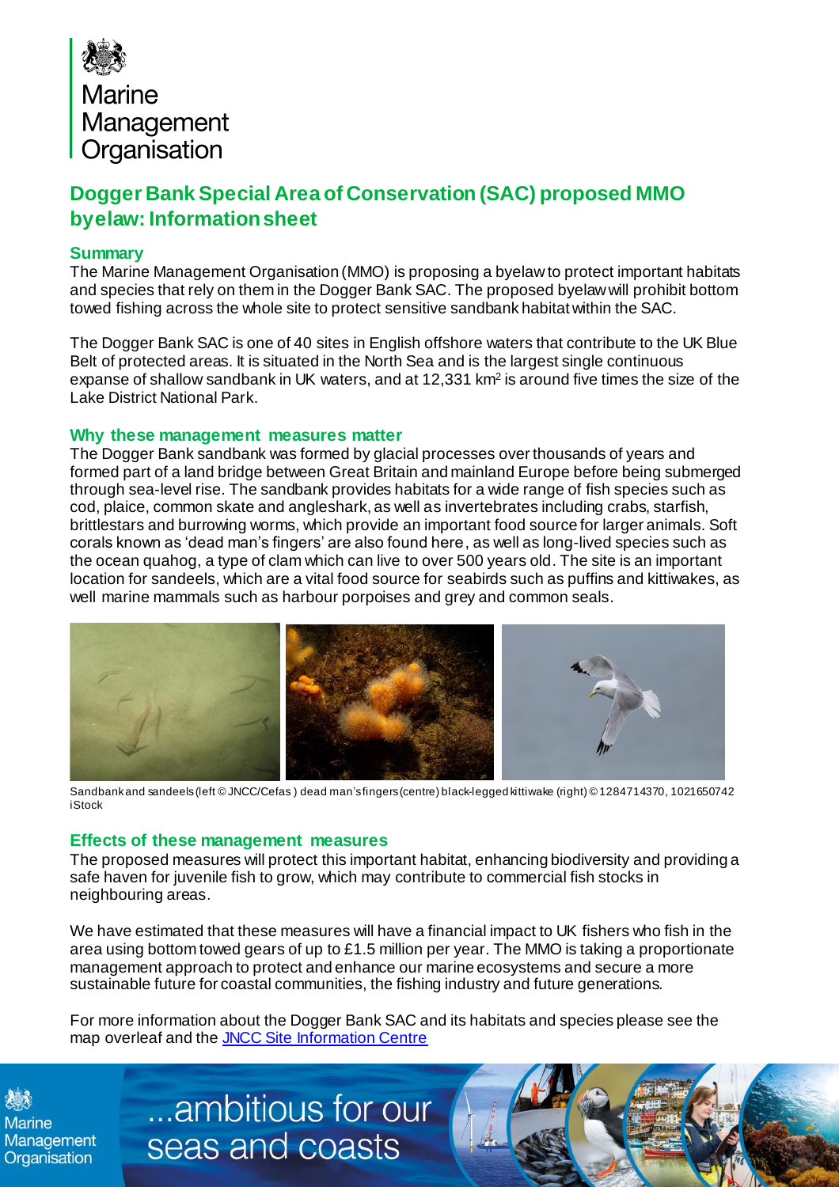Marine Management Organisation

# Dogger Bank Special Area of Conservation (SAC) proposed MMO byelaw: Information sheet

## Summary

The Marine Management Organisation (MMO) is proposing a byelaw to protect important habitats and species that rely on them in the Dogger Bank SAC. The proposed byelaw will prohibit bottom towed fishing across the whole site to protect sensitive sandbank habitat within the SAC.

The Dogger Bank SAC is one of 40 sites in English offshore waters that contribute to the UK Blue Belt of protected areas. It is situated in the North Sea and is the largest single continuous expanse of shallow sandbank in UK waters, and at 12,331 km$^2$ is around five times the size of the Lake District National Park.

## Why these management measures matter

The Dogger Bank sandbank was formed by glacial processes over thousands of years and formed part of a land bridge between Great Britain and mainland Europe before being submerged through sea-level rise. The sandbank provides habitats for a wide range of fish species such as cod, plaice, common skate and angleshark, as well as invertebrates including crabs, starfish, brittlestars and burrowing worms, which provide an important food source for larger animals. Soft corals known as 'dead man's fingers' are also found here, as well as long-lived species such as the ocean quahog, a type of clam which can live to over 500 years old. The site is an important location for sandeels, which are a vital food source for seabirds such as puffins and kittiwakes, as well marine mammals such as harbour porpoises and grey and common seals.

Sandbank and sandeels (left © JNCC/Cefas ) dead man's fingers (centre) black-legged kittiwake (right) © 1284714370, 1021650742 iStock

## Effects of these management measures

The proposed measures will protect this important habitat, enhancing biodiversity and providing a safe haven for juvenile fish to grow, which may contribute to commercial fish stocks in neighbouring areas.

We have estimated that these measures will have a financial impact to UK fishers who fish in the area using bottom towed gears of up to £1.5 million per year. The MMO is taking a proportionate management approach to protect and enhance our marine ecosystems and secure a more sustainable future for coastal communities, the fishing industry and future generations.

For more information about the Dogger Bank SAC and its habitats and species please see the map overleaf and the [JNCC Site Information Centre]

...ambitious for our seas and coasts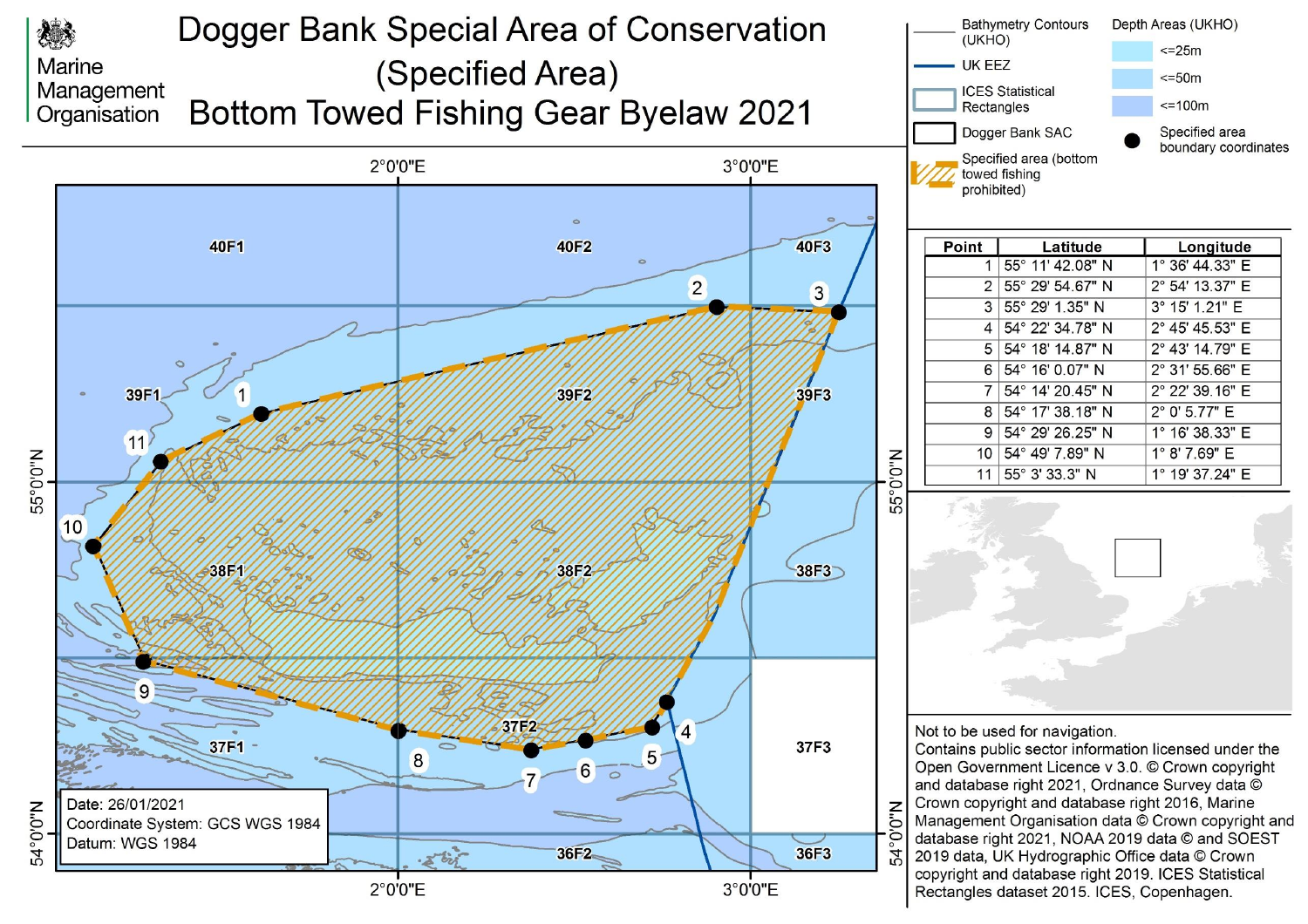Marine Management Organisation

# Dogger Bank Special Area of Conservation (Specified Area) Bottom Towed Fishing Gear Byelaw 2021

2°0'0"E

3°0'0"E

55°0'0"N

54°0'0"N

40F1

40F2

40F3

39F1

39F2

39F3

38F1

38F2

38F3

37F1

37F2

37F3

36F2

36F3

1 2 3 4 5 6 7 8 9 10 11

Date: 26/01/2021
Coordinate System: GCS WGS 1984
Datum: WGS 1984

Bathymetry Contours (UKHO)

UK EEZ

ICES Statistical Rectangles

Dogger Bank SAC

Specified area (bottom towed fishing prohibited)

Depth Areas (UKHO)

<=25m

<=50m

<=100m

Specified area boundary coordinates

| Point | Latitude | Longitude |
|---|---|---|
| 1 | 55° 11' 42.08" N | 1° 36' 44.33" E |
| 2 | 55° 29' 54.67" N | 2° 54' 13.37" E |
| 3 | 55° 29' 1.35" N | 3° 15' 1.21" E |
| 4 | 54° 22' 34.78" N | 2° 45' 45.53" E |
| 5 | 54° 18' 14.87" N | 2° 43' 14.79" E |
| 6 | 54° 16' 0.07" N | 2° 31' 55.66" E |
| 7 | 54° 14' 20.45" N | 2° 22' 39.16" E |
| 8 | 54° 17' 38.18" N | 2° 0' 5.77" E |
| 9 | 54° 29' 26.25" N | 1° 16' 38.33" E |
| 10 | 54° 49' 7.89" N | 1° 8' 7.69" E |
| 11 | 55° 3' 33.3" N | 1° 19' 37.24" E |

Not to be used for navigation.
Contains public sector information licensed under the Open Government Licence v 3.0. © Crown copyright and database right 2021, Ordnance Survey data © Crown copyright and database right 2016, Marine Management Organisation data © Crown copyright and database right 2021, NOAA 2019 data © and SOEST 2019 data, UK Hydrographic Office data © Crown copyright and database right 2019. ICES Statistical Rectangles dataset 2015. ICES, Copenhagen.